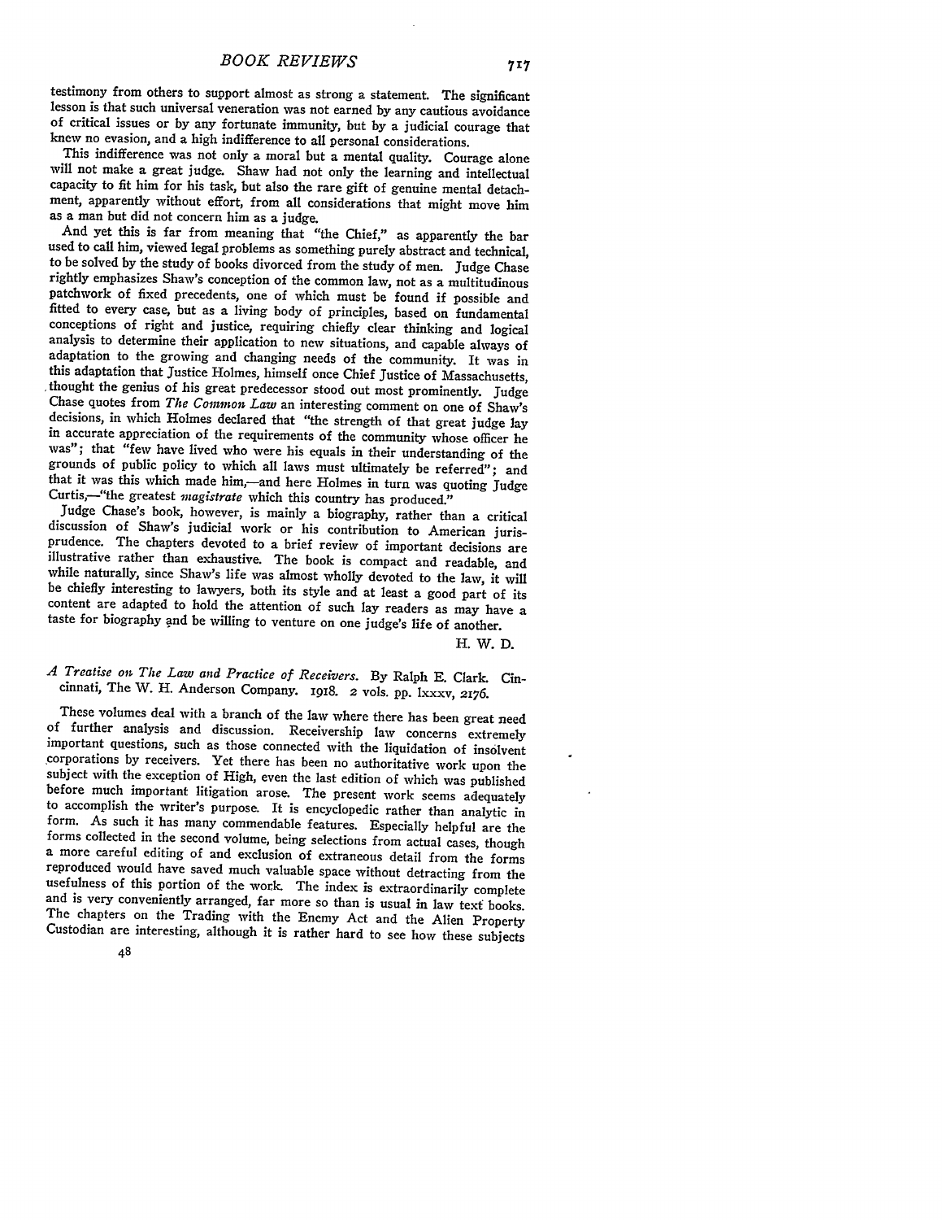testimony from others to support almost as strong a statement. The significant lesson is that such universal veneration was not earned by any cautious avoidance of critical issues or by any fortunate immunity, but by a judicial courage that knew no evasion, and a high indifference to all personal considerations.

This indifference was not only a moral but a mental quality. Courage alone will not make a great judge. Shaw had not only the learning and intellectual capacity to fit him for his task, but also the rare gift of genuine mental detachment, apparently without effort, from all considerations that might move him as a man but did not concern him as a judge.

And yet this is far from meaning that "the Chief," as apparently the bar used to call him, viewed legal problems as something purely abstract and technical, to be solved by the study of books divorced from the study of men. Judge Chase rightly emphasizes Shaw's conception of the common law, not as a multitudinous patchwork of fixed precedents, one of which must be found if possible and fitted to every case, but as a living body of principles, based on fundamental conceptions of right and justice, requiring chiefly clear thinking and logical analysis to determine their application to new situations, and capable always of adaptation to the growing and changing needs of the community. It was in this adaptation that Justice Holmes, himself once Chief Justice of Massachusetts, thought the genius of his great predecessor stood out most prominently. Judge Chase quotes from *The Common Law* an interesting comment on one of Shaw's decisions, in which Holmes declared that "the strength of that great judge lay in accurate appreciation of the requirements of the community whose officer he was"; that "few have lived who were his equals in their understanding of the grounds of public policy to which all laws must ultimately be referred"; and that it was this which made him,—and here Holmes in turn was quoting Judge Curtis,—"the greatest *magistrate* which this country has produced."

Judge Chase's book, however, is mainly a biography, rather than a critical discussion of Shaw's judicial work or his contribution to American jurisprudence. The chapters devoted to a brief review of important decisions are illustrative rather than exhaustive. The book is compact and readable, and while naturally, since Shaw's life was almost wholly devoted to the law, it will be chiefly interesting to lawyers, both its style and at least a good part of its content are adapted to hold the attention of such lay readers as may have a taste for biography and be willing to venture on one judge's life of another.

H. W. D.

*A Treatise on The Law and Practice of Receivers.* By Ralph E. Clark. Cincinnati, The W. H. Anderson Company. 1918. 2 vols. pp. lxxxv, 2176.

These volumes deal with a branch of the law where there has been great need of further analysis and discussion. Receivership law concerns extremely important questions, such as those connected with the liquidation of insolvent corporations by receivers. Yet there has been no authoritative work upon the subject with the exception of High, even the last edition of which was published before much important litigation arose. The present work seems adequately to accomplish the writer's purpose. It is encyclopedic rather than analytic in form. As such it has many commendable features. Especially helpful are the forms collected in the second volume, being selections from actual cases, though a more careful editing of and exclusion of extraneous detail from the forms reproduced would have saved much valuable space without detracting from the usefulness of this portion of the work. The index is extraordinarily complete and is very conveniently arranged, far more so than is usual in law text books. The chapters on the Trading with the Enemy Act and the Alien Property Custodian are interesting, although it is rather hard to see how these subjects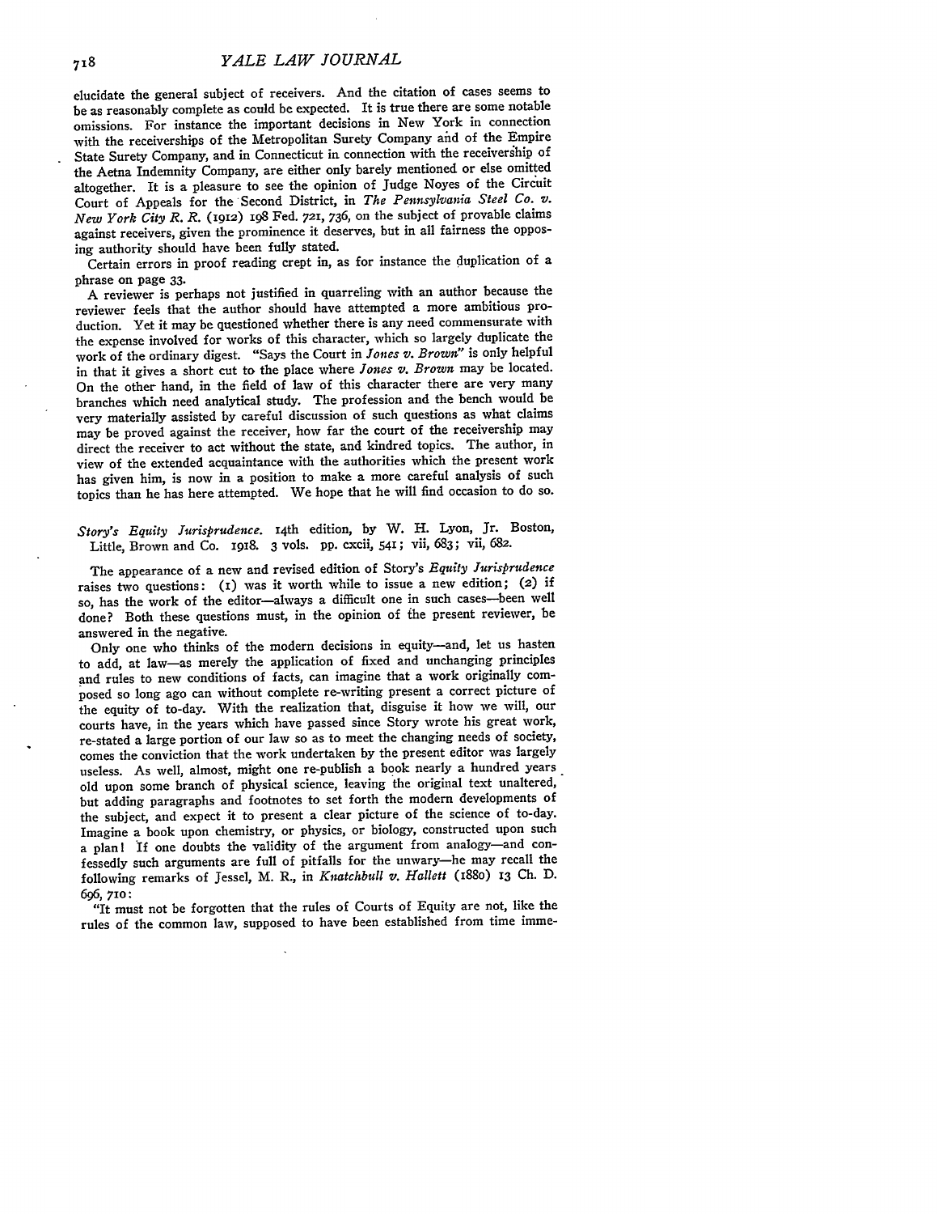elucidate the general subject of receivers. And the citation of cases seems to be as reasonably complete as could be expected. It is true there are some notable omissions. For instance the important decisions in New York in connection with the receiverships of the Metropolitan Surety Company and of the Empire State Surety Company, and in Connecticut in connection with the receivership of the Aetna Indemnity Company, are either only barely mentioned or else omitted altogether. It is a pleasure to see the opinion of Judge Noyes of the Circuit Court of Appeals for the Second District, in *The Pennsylvania Steel Co. v. New York City R. R.* (1912) 198 Fed. 721, 736, on the subject of provable claims against receivers, given the prominence it deserves, but in all fairness the opposing authority should have been fully stated.

Certain errors in proof reading crept in, as for instance the duplication of a phrase on page 33.

A reviewer is perhaps not justified in quarreling with an author because the reviewer feels that the author should have attempted a more ambitious production. Yet it may be questioned whether there is any need commensurate with the expense involved for works of this character, which so largely duplicate the work of the ordinary digest. "Says the Court in *Jones v. Brown*" is only helpful in that it gives a short cut to the place where *Jones v. Brown* may be located. On the other hand, in the field of law of this character there are very many branches which need analytical study. The profession and the bench would be very materially assisted by careful discussion of such questions as what claims may be proved against the receiver, how far the court of the receivership may direct the receiver to act without the state, and kindred topics. The author, in view of the extended acquaintance with the authorities which the present work has given him, is now in a position to make a more careful analysis of such topics than he has here attempted. We hope that he will find occasion to do so.

*Story's Equity Jurisprudence.* 14th edition, by W. H. Lyon, Jr. Boston, Little, Brown and Co. 1918. 3 vols. pp. cxcii, 541; vii, 683; vii, 682.

The appearance of a new and revised edition of Story's *Equity Jurisprudence* raises two questions: (1) was it worth while to issue a new edition; (2) if so, has the work of the editor—always a difficult one in such cases—been well done? Both these questions must, in the opinion of the present reviewer, be answered in the negative.

Only one who thinks of the modern decisions in equity—and, let us hasten to add, at law—as merely the application of fixed and unchanging principles and rules to new conditions of facts, can imagine that a work originally composed so long ago can without complete re-writing present a correct picture of the equity of to-day. With the realization that, disguise it how we will, our courts have, in the years which have passed since Story wrote his great work, re-stated a large portion of our law so as to meet the changing needs of society, comes the conviction that the work undertaken by the present editor was largely useless. As well, almost, might one re-publish a book nearly a hundred years old upon some branch of physical science, leaving the original text unaltered, but adding paragraphs and footnotes to set forth the modern developments of the subject, and expect it to present a clear picture of the science of to-day. Imagine a book upon chemistry, or physics, or biology, constructed upon such a plan! If one doubts the validity of the argument from analogy—and confessedly such arguments are full of pitfalls for the unwary—he may recall the following remarks of Jessel, M. R., in *Knatchbull v. Hallett* (1880) 13 Ch. D. 696, 710:

"It must not be forgotten that the rules of Courts of Equity are not, like the rules of the common law, supposed to have been established from time imme-